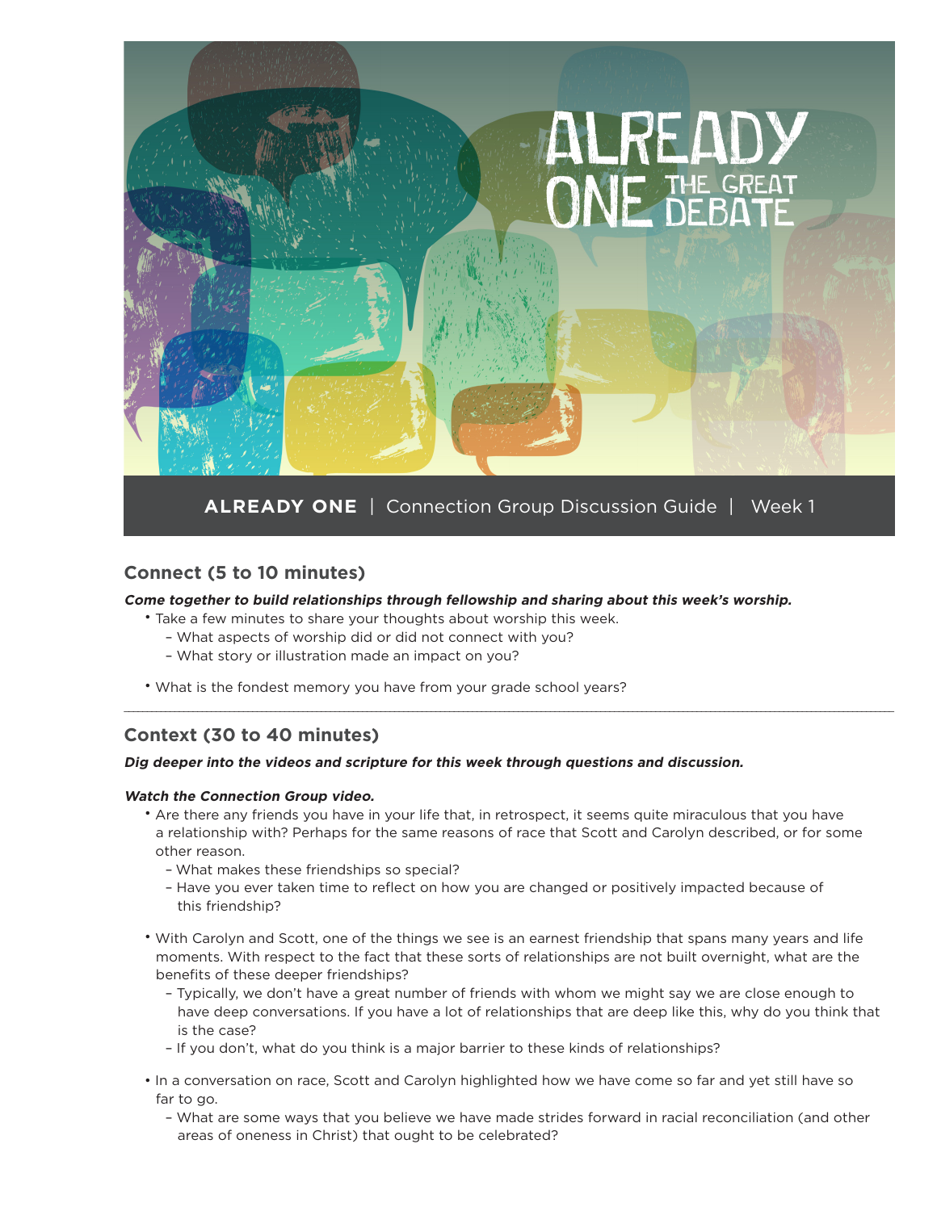# ALREADY ONE THE GREAT DEBATE

**ALREADY ONE** | Connection Group Discussion Guide | Week 1

## Connect (5 to 10 minutes)

***Come together to build relationships through fellowship and sharing about this week's worship.***

- Take a few minutes to share your thoughts about worship this week.
  - What aspects of worship did or did not connect with you?
  - What story or illustration made an impact on you?
- What is the fondest memory you have from your grade school years?

---

## Context (30 to 40 minutes)

***Dig deeper into the videos and scripture for this week through questions and discussion.***

***Watch the Connection Group video.***

- Are there any friends you have in your life that, in retrospect, it seems quite miraculous that you have a relationship with? Perhaps for the same reasons of race that Scott and Carolyn described, or for some other reason.
  - What makes these friendships so special?
  - Have you ever taken time to reflect on how you are changed or positively impacted because of this friendship?
- With Carolyn and Scott, one of the things we see is an earnest friendship that spans many years and life moments. With respect to the fact that these sorts of relationships are not built overnight, what are the benefits of these deeper friendships?
  - Typically, we don't have a great number of friends with whom we might say we are close enough to have deep conversations. If you have a lot of relationships that are deep like this, why do you think that is the case?
  - If you don't, what do you think is a major barrier to these kinds of relationships?
- In a conversation on race, Scott and Carolyn highlighted how we have come so far and yet still have so far to go.
  - What are some ways that you believe we have made strides forward in racial reconciliation (and other areas of oneness in Christ) that ought to be celebrated?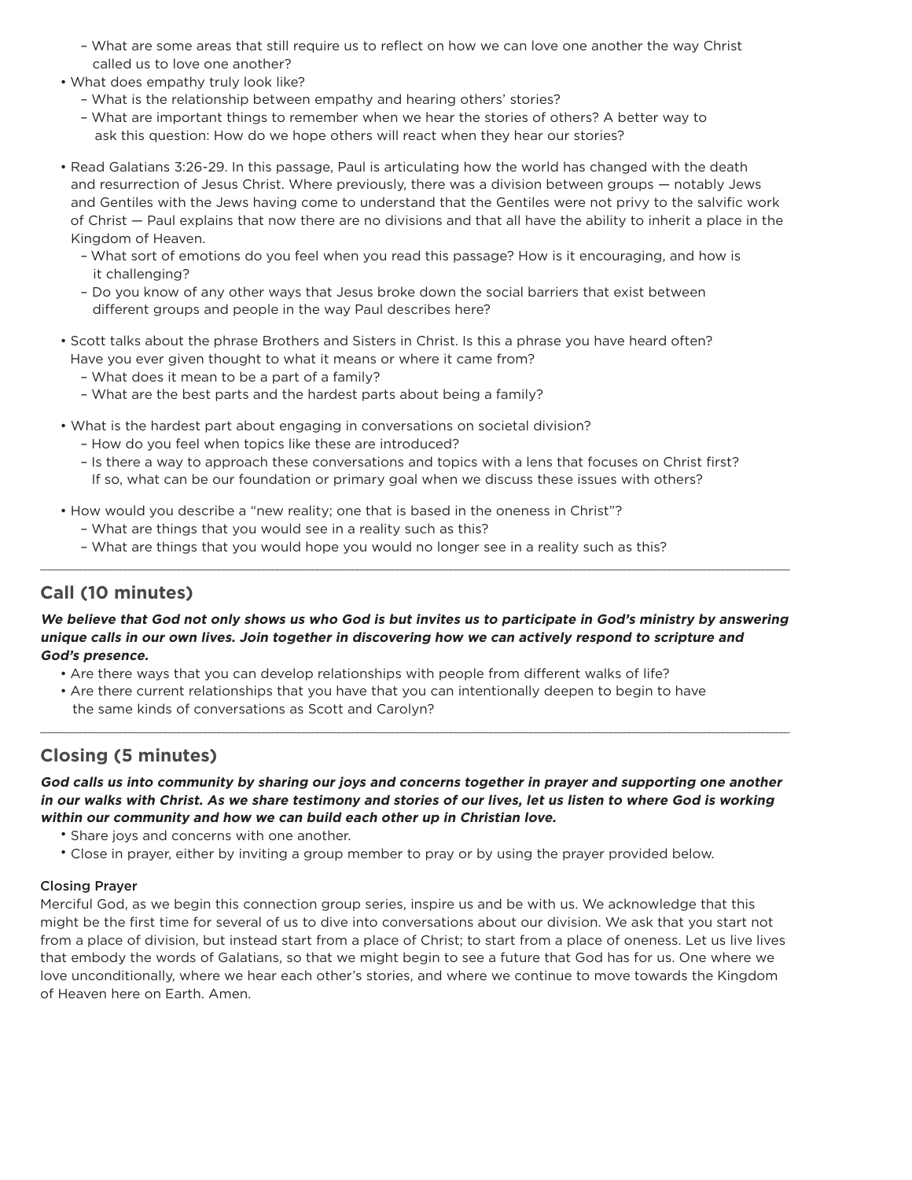- What are some areas that still require us to reflect on how we can love one another the way Christ called us to love one another?
- What does empathy truly look like?
    - What is the relationship between empathy and hearing others' stories?
    - What are important things to remember when we hear the stories of others? A better way to ask this question: How do we hope others will react when they hear our stories?
- Read Galatians 3:26-29. In this passage, Paul is articulating how the world has changed with the death and resurrection of Jesus Christ. Where previously, there was a division between groups — notably Jews and Gentiles with the Jews having come to understand that the Gentiles were not privy to the salvific work of Christ — Paul explains that now there are no divisions and that all have the ability to inherit a place in the Kingdom of Heaven.
    - What sort of emotions do you feel when you read this passage? How is it encouraging, and how is it challenging?
    - Do you know of any other ways that Jesus broke down the social barriers that exist between different groups and people in the way Paul describes here?
- Scott talks about the phrase Brothers and Sisters in Christ. Is this a phrase you have heard often? Have you ever given thought to what it means or where it came from?
    - What does it mean to be a part of a family?
    - What are the best parts and the hardest parts about being a family?
- What is the hardest part about engaging in conversations on societal division?
    - How do you feel when topics like these are introduced?
    - Is there a way to approach these conversations and topics with a lens that focuses on Christ first? If so, what can be our foundation or primary goal when we discuss these issues with others?
- How would you describe a "new reality; one that is based in the oneness in Christ"?
    - What are things that you would see in a reality such as this?
    - What are things that you would hope you would no longer see in a reality such as this?

---

## Call (10 minutes)

***We believe that God not only shows us who God is but invites us to participate in God's ministry by answering unique calls in our own lives. Join together in discovering how we can actively respond to scripture and God's presence.***

- Are there ways that you can develop relationships with people from different walks of life?
- Are there current relationships that you have that you can intentionally deepen to begin to have the same kinds of conversations as Scott and Carolyn?

---

## Closing (5 minutes)

***God calls us into community by sharing our joys and concerns together in prayer and supporting one another in our walks with Christ. As we share testimony and stories of our lives, let us listen to where God is working within our community and how we can build each other up in Christian love.***

- Share joys and concerns with one another.
- Close in prayer, either by inviting a group member to pray or by using the prayer provided below.

### Closing Prayer

Merciful God, as we begin this connection group series, inspire us and be with us. We acknowledge that this might be the first time for several of us to dive into conversations about our division. We ask that you start not from a place of division, but instead start from a place of Christ; to start from a place of oneness. Let us live lives that embody the words of Galatians, so that we might begin to see a future that God has for us. One where we love unconditionally, where we hear each other's stories, and where we continue to move towards the Kingdom of Heaven here on Earth. Amen.